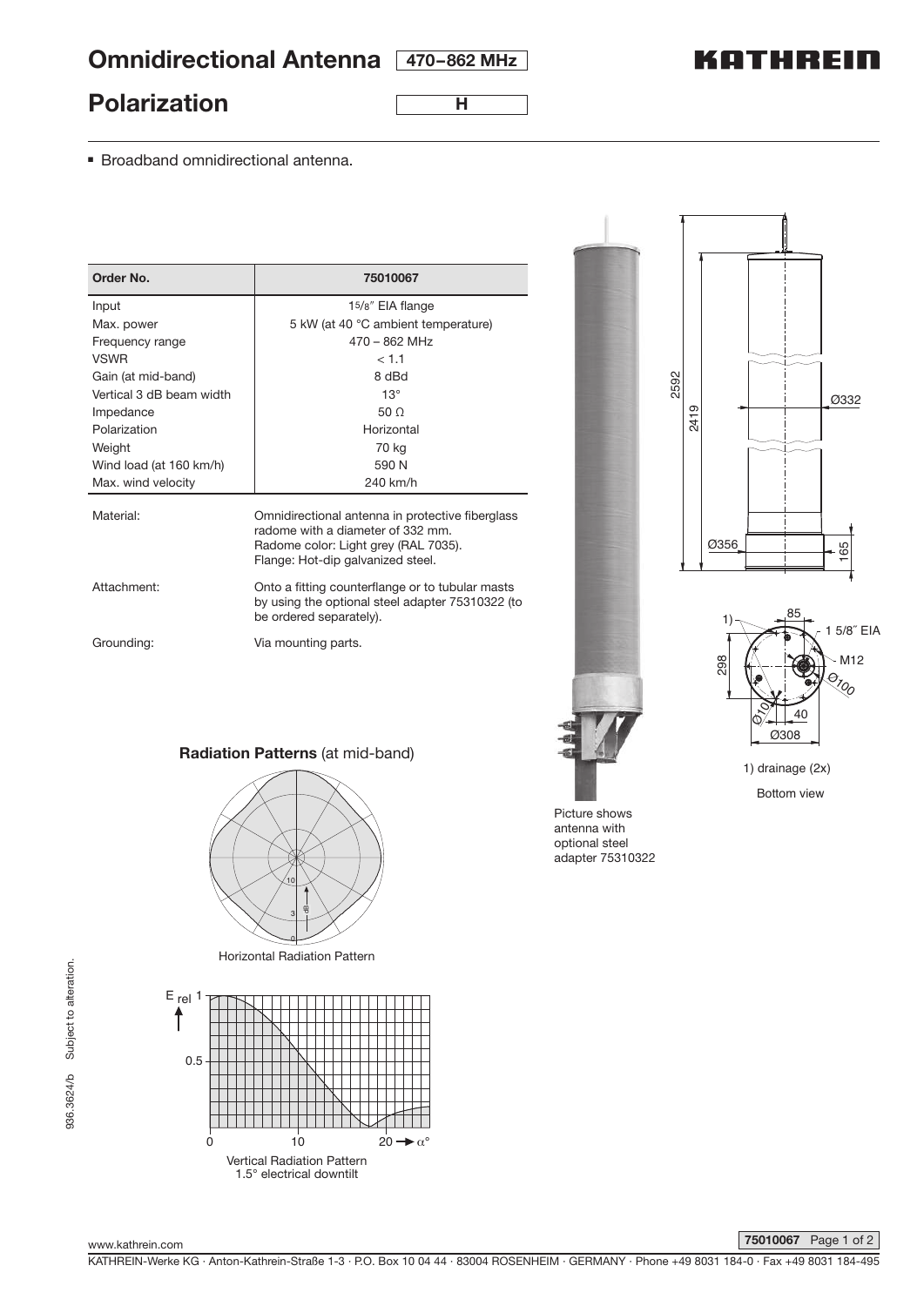# Omnidirectional Antenna 470–862 MHz

# Polarization H

KATHREIN

- Broadband omnidirectional antenna.

| Order No. | 75010067 |
|---|---|
| Input | 1 5/8″ EIA flange |
| Max. power | 5 kW (at 40 °C ambient temperature) |
| Frequency range | 470 – 862 MHz |
| VSWR | < 1.1 |
| Gain (at mid-band) | 8 dBd |
| Vertical 3 dB beam width | 13° |
| Impedance | 50 Ω |
| Polarization | Horizontal |
| Weight | 70 kg |
| Wind load (at 160 km/h) | 590 N |
| Max. wind velocity | 240 km/h |

Material: Omnidirectional antenna in protective fiberglass radome with a diameter of 332 mm. Radome color: Light grey (RAL 7035). Flange: Hot-dip galvanized steel.

Attachment: Onto a fitting counterflange or to tubular masts by using the optional steel adapter 75310322 (to be ordered separately).

Grounding: Via mounting parts.

Picture shows antenna with optional steel adapter 75310322

2592 2419 Ø332 Ø356 165

1) 85 1 5/8″ EIA M12 Ø100 298 Ø10 40 Ø308

1) drainage (2x)

Bottom view

## Radiation Patterns (at mid-band)

Horizontal Radiation Pattern

Vertical Radiation Pattern
1.5° electrical downtilt

936.3624/b Subject to alteration.

www.kathrein.com

KATHREIN-Werke KG · Anton-Kathrein-Straße 1-3 · P.O. Box 10 04 44 · 83004 ROSENHEIM · GERMANY · Phone +49 8031 184-0 · Fax +49 8031 184-495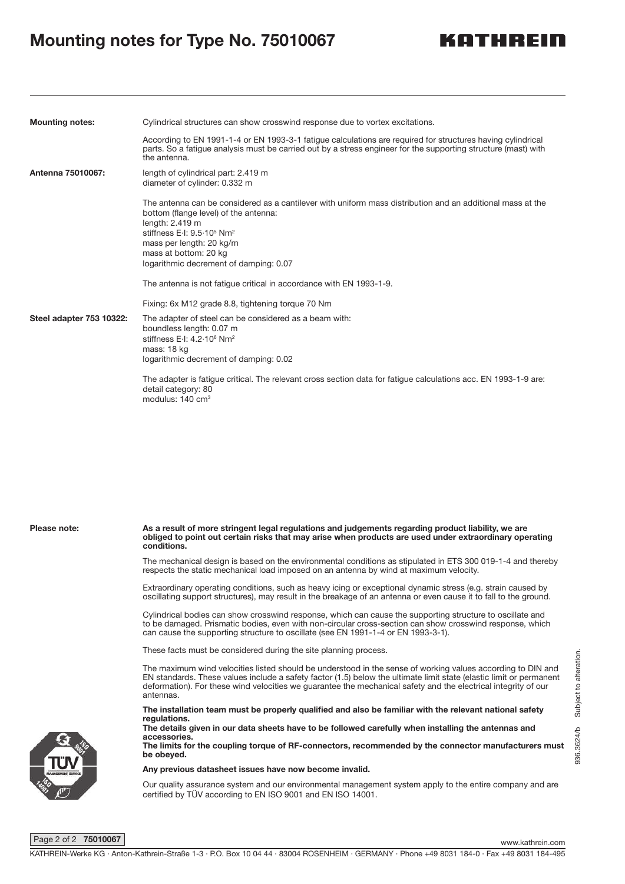# Mounting notes for Type No. 75010067

**Mounting notes:**

Cylindrical structures can show crosswind response due to vortex excitations.

According to EN 1991-1-4 or EN 1993-3-1 fatigue calculations are required for structures having cylindrical parts. So a fatigue analysis must be carried out by a stress engineer for the supporting structure (mast) with the antenna.

**Antenna 75010067:**

length of cylindrical part: 2.419 m
diameter of cylinder: 0.332 m

The antenna can be considered as a cantilever with uniform mass distribution and an additional mass at the bottom (flange level) of the antenna:
length: 2.419 m
stiffness E·I: $9.5 \cdot 10^5$ $Nm^2$
mass per length: 20 kg/m
mass at bottom: 20 kg
logarithmic decrement of damping: 0.07

The antenna is not fatigue critical in accordance with EN 1993-1-9.

Fixing: 6x M12 grade 8.8, tightening torque 70 Nm

**Steel adapter 753 10322:**

The adapter of steel can be considered as a beam with:
boundless length: 0.07 m
stiffness E·I: $4.2 \cdot 10^6$ $Nm^2$
mass: 18 kg
logarithmic decrement of damping: 0.02

The adapter is fatigue critical. The relevant cross section data for fatigue calculations acc. EN 1993-1-9 are:
detail category: 80
modulus: 140 $cm^3$

**Please note:**

**As a result of more stringent legal regulations and judgements regarding product liability, we are obliged to point out certain risks that may arise when products are used under extraordinary operating conditions.**

The mechanical design is based on the environmental conditions as stipulated in ETS 300 019-1-4 and thereby respects the static mechanical load imposed on an antenna by wind at maximum velocity.

Extraordinary operating conditions, such as heavy icing or exceptional dynamic stress (e.g. strain caused by oscillating support structures), may result in the breakage of an antenna or even cause it to fall to the ground.

Cylindrical bodies can show crosswind response, which can cause the supporting structure to oscillate and to be damaged. Prismatic bodies, even with non-circular cross-section can show crosswind response, which can cause the supporting structure to oscillate (see EN 1991-1-4 or EN 1993-3-1).

These facts must be considered during the site planning process.

The maximum wind velocities listed should be understood in the sense of working values according to DIN and EN standards. These values include a safety factor (1.5) below the ultimate limit state (elastic limit or permanent deformation). For these wind velocities we guarantee the mechanical safety and the electrical integrity of our antennas.

**The installation team must be properly qualified and also be familiar with the relevant national safety regulations.**
**The details given in our data sheets have to be followed carefully when installing the antennas and accessories.**
**The limits for the coupling torque of RF-connectors, recommended by the connector manufacturers must be obeyed.**

**Any previous datasheet issues have now become invalid.**

Our quality assurance system and our environmental management system apply to the entire company and are certified by TÜV according to EN ISO 9001 and EN ISO 14001.

936.3624/b Subject to alteration.

KATHREIN-Werke KG · Anton-Kathrein-Straße 1-3 · P.O. Box 10 04 44 · 83004 ROSENHEIM · GERMANY · Phone +49 8031 184-0 · Fax +49 8031 184-495